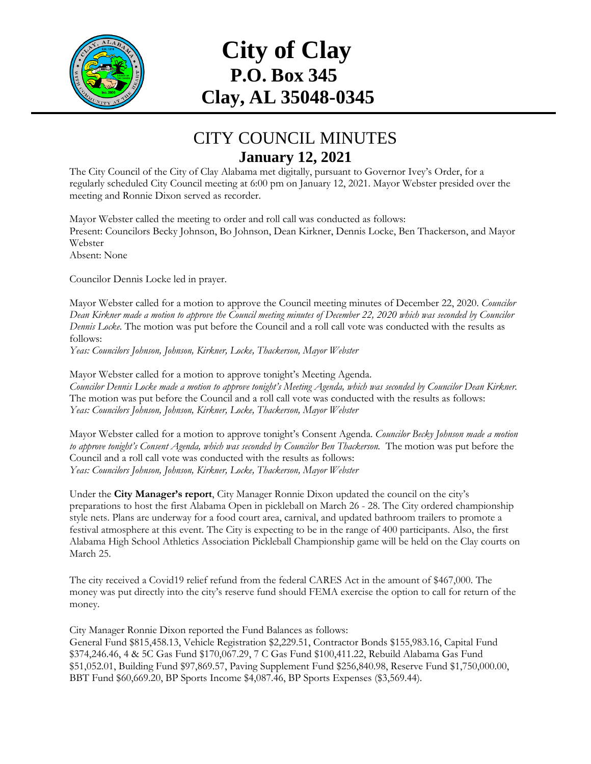# City of Clay
## P.O. Box 345
## Clay, AL 35048-0345

## CITY COUNCIL MINUTES
### January 12, 2021

The City Council of the City of Clay Alabama met digitally, pursuant to Governor Ivey's Order, for a regularly scheduled City Council meeting at 6:00 pm on January 12, 2021. Mayor Webster presided over the meeting and Ronnie Dixon served as recorder.

Mayor Webster called the meeting to order and roll call was conducted as follows:
Present: Councilors Becky Johnson, Bo Johnson, Dean Kirkner, Dennis Locke, Ben Thackerson, and Mayor Webster
Absent: None

Councilor Dennis Locke led in prayer.

Mayor Webster called for a motion to approve the Council meeting minutes of December 22, 2020. *Councilor Dean Kirkner made a motion to approve the Council meeting minutes of December 22, 2020 which was seconded by Councilor Dennis Locke.* The motion was put before the Council and a roll call vote was conducted with the results as follows:
*Yeas: Councilors Johnson, Johnson, Kirkner, Locke, Thackerson, Mayor Webster*

Mayor Webster called for a motion to approve tonight's Meeting Agenda.
*Councilor Dennis Locke made a motion to approve tonight's Meeting Agenda, which was seconded by Councilor Dean Kirkner.* The motion was put before the Council and a roll call vote was conducted with the results as follows:
*Yeas: Councilors Johnson, Johnson, Kirkner, Locke, Thackerson, Mayor Webster*

Mayor Webster called for a motion to approve tonight's Consent Agenda. *Councilor Becky Johnson made a motion to approve tonight's Consent Agenda, which was seconded by Councilor Ben Thackerson.* The motion was put before the Council and a roll call vote was conducted with the results as follows:
*Yeas: Councilors Johnson, Johnson, Kirkner, Locke, Thackerson, Mayor Webster*

Under the **City Manager's report**, City Manager Ronnie Dixon updated the council on the city's preparations to host the first Alabama Open in pickleball on March 26 - 28. The City ordered championship style nets. Plans are underway for a food court area, carnival, and updated bathroom trailers to promote a festival atmosphere at this event. The City is expecting to be in the range of 400 participants. Also, the first Alabama High School Athletics Association Pickleball Championship game will be held on the Clay courts on March 25.

The city received a Covid19 relief refund from the federal CARES Act in the amount of $467,000. The money was put directly into the city's reserve fund should FEMA exercise the option to call for return of the money.

City Manager Ronnie Dixon reported the Fund Balances as follows:
General Fund $815,458.13, Vehicle Registration $2,229.51, Contractor Bonds $155,983.16, Capital Fund $374,246.46, 4 & 5C Gas Fund $170,067.29, 7 C Gas Fund $100,411.22, Rebuild Alabama Gas Fund $51,052.01, Building Fund $97,869.57, Paving Supplement Fund $256,840.98, Reserve Fund $1,750,000.00, BBT Fund $60,669.20, BP Sports Income $4,087.46, BP Sports Expenses ($3,569.44).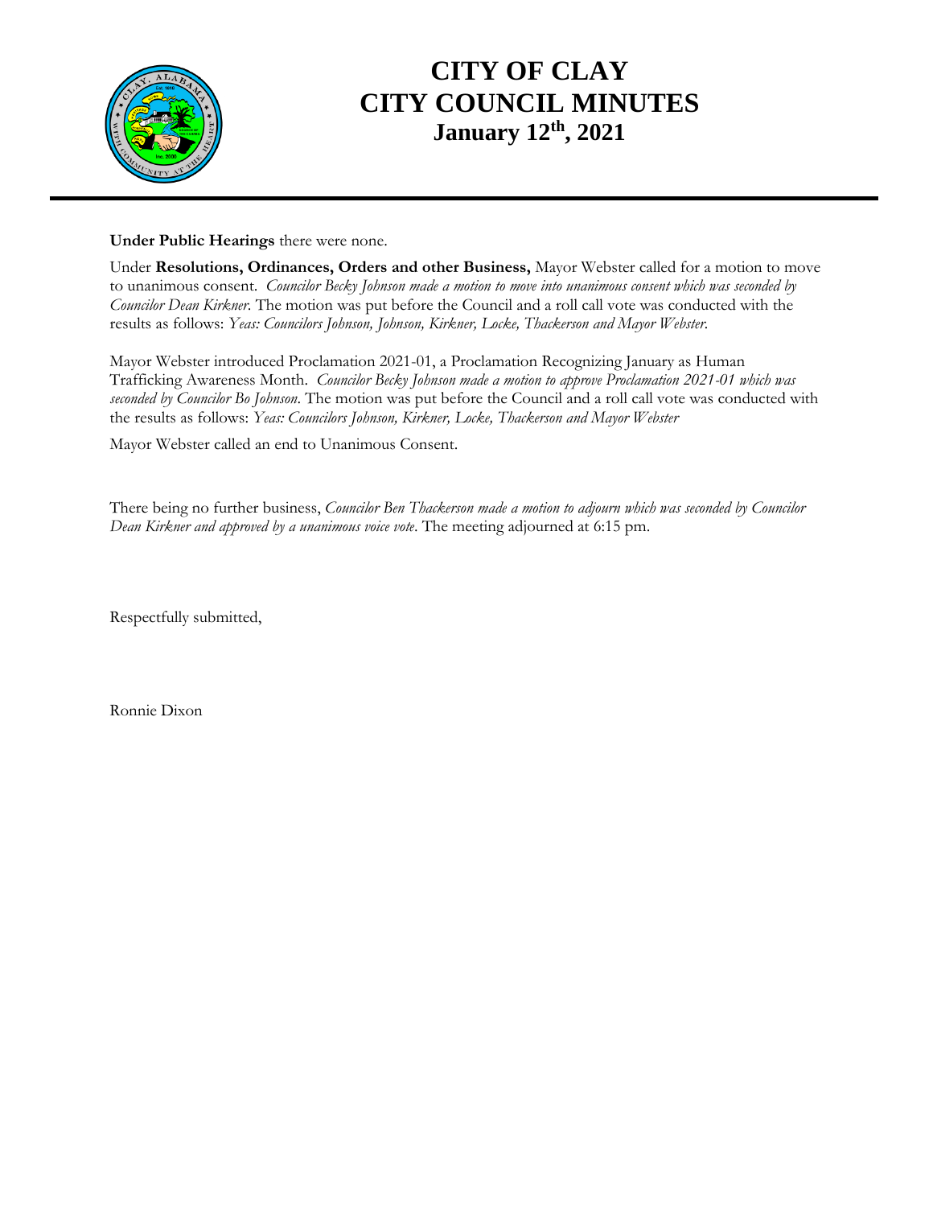# CITY OF CLAY
# CITY COUNCIL MINUTES
## January 12th, 2021

**Under Public Hearings** there were none.

Under **Resolutions, Ordinances, Orders and other Business,** Mayor Webster called for a motion to move to unanimous consent. *Councilor Becky Johnson made a motion to move into unanimous consent which was seconded by Councilor Dean Kirkner.* The motion was put before the Council and a roll call vote was conducted with the results as follows: *Yeas: Councilors Johnson, Johnson, Kirkner, Locke, Thackerson and Mayor Webster.*

Mayor Webster introduced Proclamation 2021-01, a Proclamation Recognizing January as Human Trafficking Awareness Month. *Councilor Becky Johnson made a motion to approve Proclamation 2021-01 which was seconded by Councilor Bo Johnson.* The motion was put before the Council and a roll call vote was conducted with the results as follows: *Yeas: Councilors Johnson, Kirkner, Locke, Thackerson and Mayor Webster*

Mayor Webster called an end to Unanimous Consent.

There being no further business, *Councilor Ben Thackerson made a motion to adjourn which was seconded by Councilor Dean Kirkner and approved by a unanimous voice vote.* The meeting adjourned at 6:15 pm.

Respectfully submitted,

Ronnie Dixon